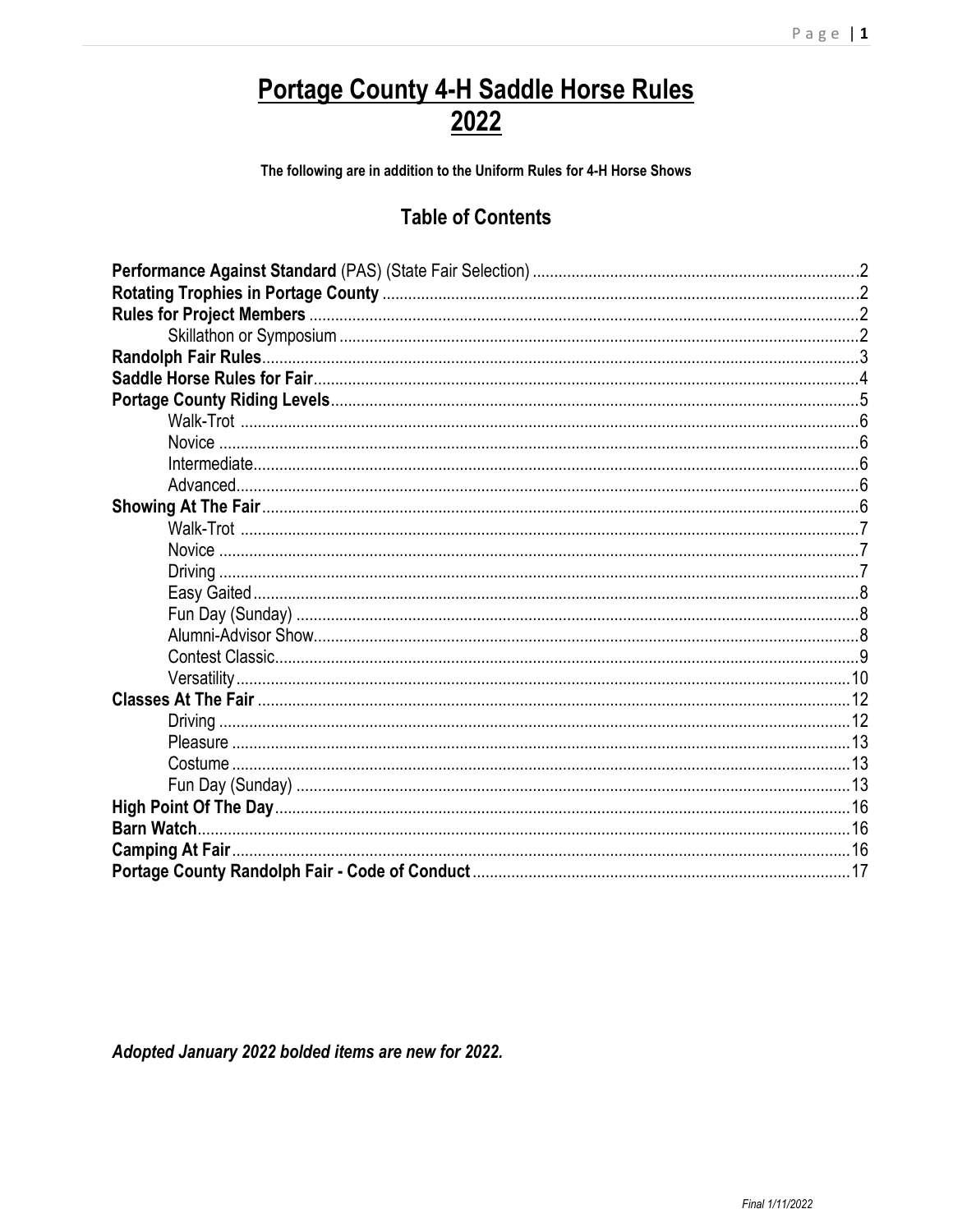# Portage County 4-H Saddle Horse Rules 2022

**The following are in addition to the Uniform Rules for 4-H Horse Shows**

## Table of Contents

**Performance Against Standard** (PAS) (State Fair Selection) ........ 2
**Rotating Trophies in Portage County** ........ 2
**Rules for Project Members** ........ 2
- Skillathon or Symposium ........ 2

**Randolph Fair Rules** ........ 3
**Saddle Horse Rules for Fair** ........ 4
**Portage County Riding Levels** ........ 5
- Walk-Trot ........ 6
- Novice ........ 6
- Intermediate ........ 6
- Advanced ........ 6

**Showing At The Fair** ........ 6
- Walk-Trot ........ 7
- Novice ........ 7
- Driving ........ 7
- Easy Gaited ........ 8
- Fun Day (Sunday) ........ 8
- Alumni-Advisor Show ........ 8
- Contest Classic ........ 9
- Versatility ........ 10

**Classes At The Fair** ........ 12
- Driving ........ 12
- Pleasure ........ 13
- Costume ........ 13
- Fun Day (Sunday) ........ 13

**High Point Of The Day** ........ 16
**Barn Watch** ........ 16
**Camping At Fair** ........ 16
**Portage County Randolph Fair - Code of Conduct** ........ 17

***Adopted January 2022 bolded items are new for 2022.***

*Final 1/11/2022*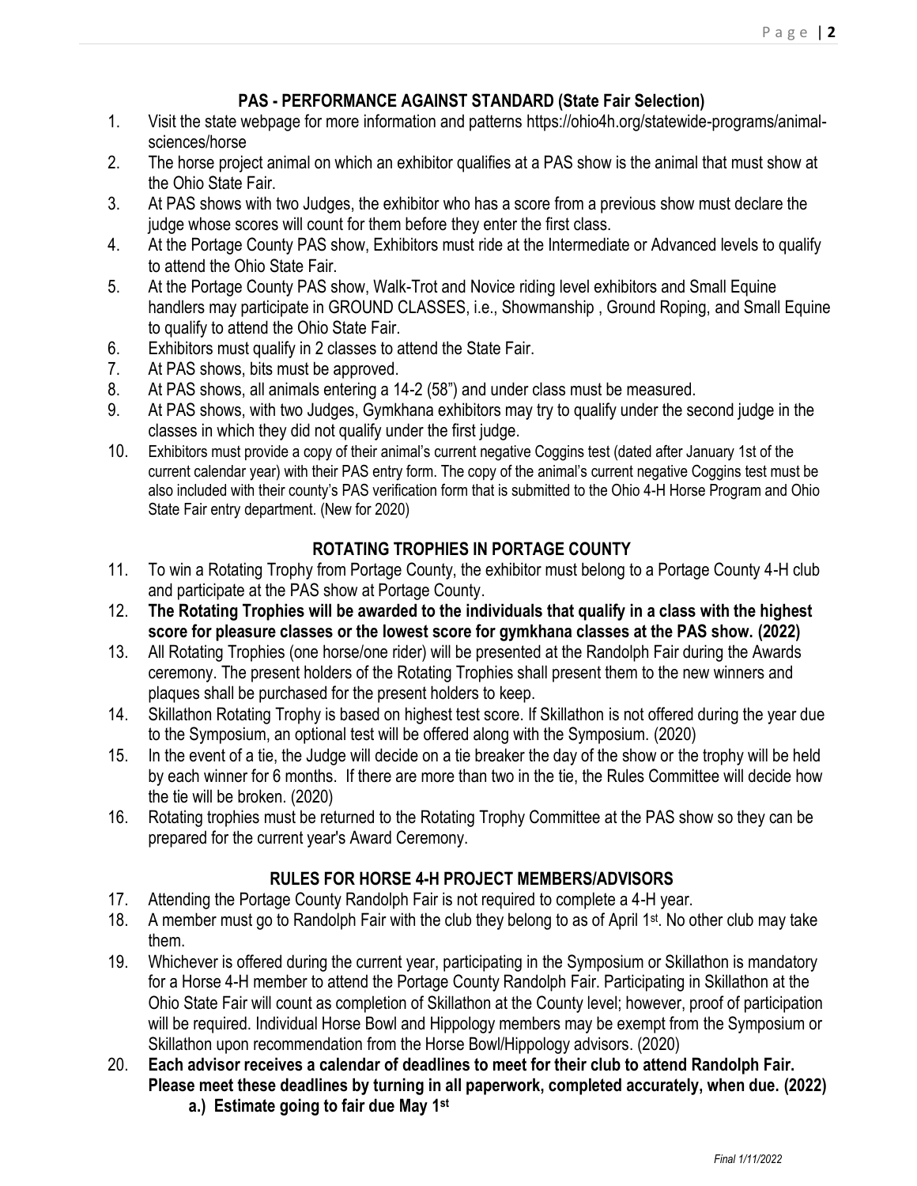## PAS - PERFORMANCE AGAINST STANDARD (State Fair Selection)

1. Visit the state webpage for more information and patterns https://ohio4h.org/statewide-programs/animal-sciences/horse
2. The horse project animal on which an exhibitor qualifies at a PAS show is the animal that must show at the Ohio State Fair.
3. At PAS shows with two Judges, the exhibitor who has a score from a previous show must declare the judge whose scores will count for them before they enter the first class.
4. At the Portage County PAS show, Exhibitors must ride at the Intermediate or Advanced levels to qualify to attend the Ohio State Fair.
5. At the Portage County PAS show, Walk-Trot and Novice riding level exhibitors and Small Equine handlers may participate in GROUND CLASSES, i.e., Showmanship , Ground Roping, and Small Equine to qualify to attend the Ohio State Fair.
6. Exhibitors must qualify in 2 classes to attend the State Fair.
7. At PAS shows, bits must be approved.
8. At PAS shows, all animals entering a 14-2 (58") and under class must be measured.
9. At PAS shows, with two Judges, Gymkhana exhibitors may try to qualify under the second judge in the classes in which they did not qualify under the first judge.
10. Exhibitors must provide a copy of their animal's current negative Coggins test (dated after January 1st of the current calendar year) with their PAS entry form. The copy of the animal's current negative Coggins test must be also included with their county's PAS verification form that is submitted to the Ohio 4-H Horse Program and Ohio State Fair entry department. (New for 2020)

## ROTATING TROPHIES IN PORTAGE COUNTY

11. To win a Rotating Trophy from Portage County, the exhibitor must belong to a Portage County 4-H club and participate at the PAS show at Portage County.
12. **The Rotating Trophies will be awarded to the individuals that qualify in a class with the highest score for pleasure classes or the lowest score for gymkhana classes at the PAS show. (2022)**
13. All Rotating Trophies (one horse/one rider) will be presented at the Randolph Fair during the Awards ceremony. The present holders of the Rotating Trophies shall present them to the new winners and plaques shall be purchased for the present holders to keep.
14. Skillathon Rotating Trophy is based on highest test score. If Skillathon is not offered during the year due to the Symposium, an optional test will be offered along with the Symposium. (2020)
15. In the event of a tie, the Judge will decide on a tie breaker the day of the show or the trophy will be held by each winner for 6 months. If there are more than two in the tie, the Rules Committee will decide how the tie will be broken. (2020)
16. Rotating trophies must be returned to the Rotating Trophy Committee at the PAS show so they can be prepared for the current year's Award Ceremony.

## RULES FOR HORSE 4-H PROJECT MEMBERS/ADVISORS

17. Attending the Portage County Randolph Fair is not required to complete a 4-H year.
18. A member must go to Randolph Fair with the club they belong to as of April 1st. No other club may take them.
19. Whichever is offered during the current year, participating in the Symposium or Skillathon is mandatory for a Horse 4-H member to attend the Portage County Randolph Fair. Participating in Skillathon at the Ohio State Fair will count as completion of Skillathon at the County level; however, proof of participation will be required. Individual Horse Bowl and Hippology members may be exempt from the Symposium or Skillathon upon recommendation from the Horse Bowl/Hippology advisors. (2020)
20. **Each advisor receives a calendar of deadlines to meet for their club to attend Randolph Fair. Please meet these deadlines by turning in all paperwork, completed accurately, when due. (2022)**
    **a.) Estimate going to fair due May 1st**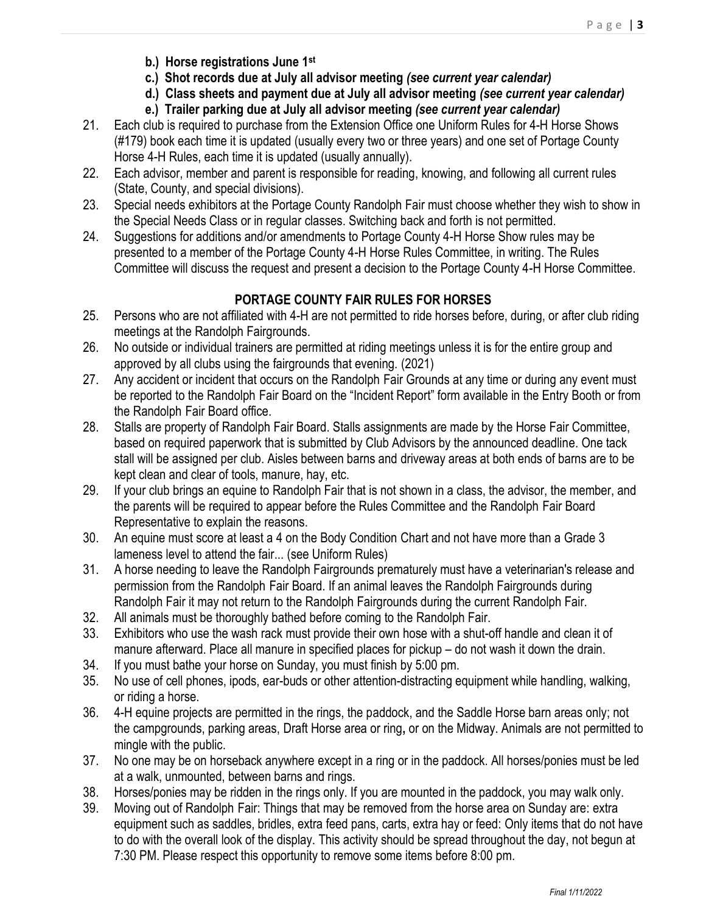**b.) Horse registrations June 1st**

**c.) Shot records due at July all advisor meeting *(see current year calendar)***

**d.) Class sheets and payment due at July all advisor meeting *(see current year calendar)***

**e.) Trailer parking due at July all advisor meeting *(see current year calendar)***

21. Each club is required to purchase from the Extension Office one Uniform Rules for 4-H Horse Shows (#179) book each time it is updated (usually every two or three years) and one set of Portage County Horse 4-H Rules, each time it is updated (usually annually).
22. Each advisor, member and parent is responsible for reading, knowing, and following all current rules (State, County, and special divisions).
23. Special needs exhibitors at the Portage County Randolph Fair must choose whether they wish to show in the Special Needs Class or in regular classes. Switching back and forth is not permitted.
24. Suggestions for additions and/or amendments to Portage County 4-H Horse Show rules may be presented to a member of the Portage County 4-H Horse Rules Committee, in writing. The Rules Committee will discuss the request and present a decision to the Portage County 4-H Horse Committee.

## PORTAGE COUNTY FAIR RULES FOR HORSES

25. Persons who are not affiliated with 4-H are not permitted to ride horses before, during, or after club riding meetings at the Randolph Fairgrounds.
26. No outside or individual trainers are permitted at riding meetings unless it is for the entire group and approved by all clubs using the fairgrounds that evening. (2021)
27. Any accident or incident that occurs on the Randolph Fair Grounds at any time or during any event must be reported to the Randolph Fair Board on the "Incident Report" form available in the Entry Booth or from the Randolph Fair Board office.
28. Stalls are property of Randolph Fair Board. Stalls assignments are made by the Horse Fair Committee, based on required paperwork that is submitted by Club Advisors by the announced deadline. One tack stall will be assigned per club. Aisles between barns and driveway areas at both ends of barns are to be kept clean and clear of tools, manure, hay, etc.
29. If your club brings an equine to Randolph Fair that is not shown in a class, the advisor, the member, and the parents will be required to appear before the Rules Committee and the Randolph Fair Board Representative to explain the reasons.
30. An equine must score at least a 4 on the Body Condition Chart and not have more than a Grade 3 lameness level to attend the fair... (see Uniform Rules)
31. A horse needing to leave the Randolph Fairgrounds prematurely must have a veterinarian's release and permission from the Randolph Fair Board. If an animal leaves the Randolph Fairgrounds during Randolph Fair it may not return to the Randolph Fairgrounds during the current Randolph Fair.
32. All animals must be thoroughly bathed before coming to the Randolph Fair.
33. Exhibitors who use the wash rack must provide their own hose with a shut-off handle and clean it of manure afterward. Place all manure in specified places for pickup – do not wash it down the drain.
34. If you must bathe your horse on Sunday, you must finish by 5:00 pm.
35. No use of cell phones, ipods, ear-buds or other attention-distracting equipment while handling, walking, or riding a horse.
36. 4-H equine projects are permitted in the rings, the paddock, and the Saddle Horse barn areas only; not the campgrounds, parking areas, Draft Horse area or ring, or on the Midway. Animals are not permitted to mingle with the public.
37. No one may be on horseback anywhere except in a ring or in the paddock. All horses/ponies must be led at a walk, unmounted, between barns and rings.
38. Horses/ponies may be ridden in the rings only. If you are mounted in the paddock, you may walk only.
39. Moving out of Randolph Fair: Things that may be removed from the horse area on Sunday are: extra equipment such as saddles, bridles, extra feed pans, carts, extra hay or feed: Only items that do not have to do with the overall look of the display. This activity should be spread throughout the day, not begun at 7:30 PM. Please respect this opportunity to remove some items before 8:00 pm.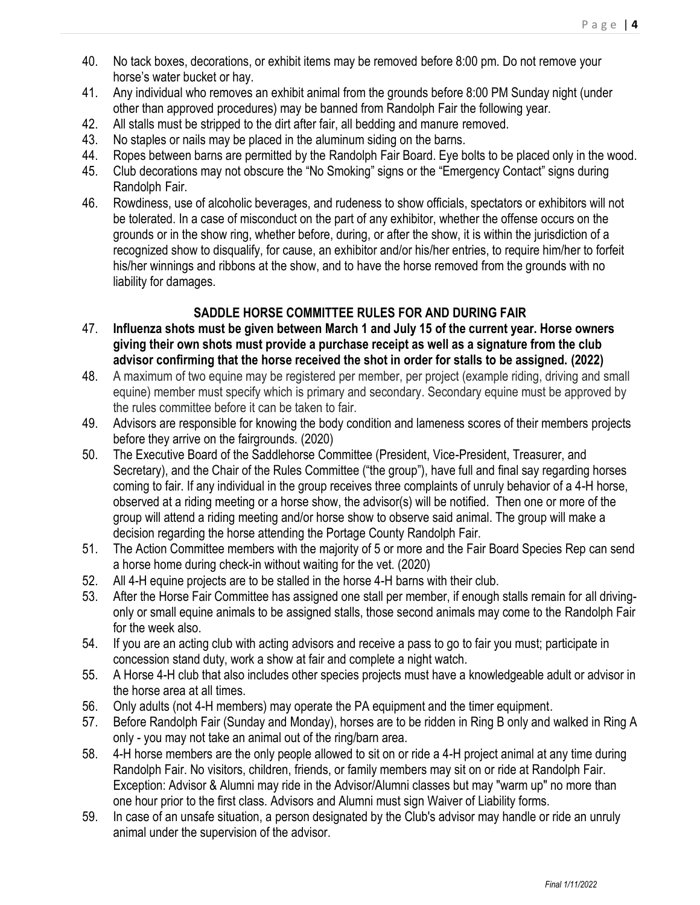40. No tack boxes, decorations, or exhibit items may be removed before 8:00 pm. Do not remove your horse's water bucket or hay.
41. Any individual who removes an exhibit animal from the grounds before 8:00 PM Sunday night (under other than approved procedures) may be banned from Randolph Fair the following year.
42. All stalls must be stripped to the dirt after fair, all bedding and manure removed.
43. No staples or nails may be placed in the aluminum siding on the barns.
44. Ropes between barns are permitted by the Randolph Fair Board. Eye bolts to be placed only in the wood.
45. Club decorations may not obscure the "No Smoking" signs or the "Emergency Contact" signs during Randolph Fair.
46. Rowdiness, use of alcoholic beverages, and rudeness to show officials, spectators or exhibitors will not be tolerated. In a case of misconduct on the part of any exhibitor, whether the offense occurs on the grounds or in the show ring, whether before, during, or after the show, it is within the jurisdiction of a recognized show to disqualify, for cause, an exhibitor and/or his/her entries, to require him/her to forfeit his/her winnings and ribbons at the show, and to have the horse removed from the grounds with no liability for damages.

## SADDLE HORSE COMMITTEE RULES FOR AND DURING FAIR

47. **Influenza shots must be given between March 1 and July 15 of the current year. Horse owners giving their own shots must provide a purchase receipt as well as a signature from the club advisor confirming that the horse received the shot in order for stalls to be assigned. (2022)**
48. A maximum of two equine may be registered per member, per project (example riding, driving and small equine) member must specify which is primary and secondary. Secondary equine must be approved by the rules committee before it can be taken to fair.
49. Advisors are responsible for knowing the body condition and lameness scores of their members projects before they arrive on the fairgrounds. (2020)
50. The Executive Board of the Saddlehorse Committee (President, Vice-President, Treasurer, and Secretary), and the Chair of the Rules Committee ("the group"), have full and final say regarding horses coming to fair. If any individual in the group receives three complaints of unruly behavior of a 4-H horse, observed at a riding meeting or a horse show, the advisor(s) will be notified. Then one or more of the group will attend a riding meeting and/or horse show to observe said animal. The group will make a decision regarding the horse attending the Portage County Randolph Fair.
51. The Action Committee members with the majority of 5 or more and the Fair Board Species Rep can send a horse home during check-in without waiting for the vet. (2020)
52. All 4-H equine projects are to be stalled in the horse 4-H barns with their club.
53. After the Horse Fair Committee has assigned one stall per member, if enough stalls remain for all driving-only or small equine animals to be assigned stalls, those second animals may come to the Randolph Fair for the week also.
54. If you are an acting club with acting advisors and receive a pass to go to fair you must; participate in concession stand duty, work a show at fair and complete a night watch.
55. A Horse 4-H club that also includes other species projects must have a knowledgeable adult or advisor in the horse area at all times.
56. Only adults (not 4-H members) may operate the PA equipment and the timer equipment.
57. Before Randolph Fair (Sunday and Monday), horses are to be ridden in Ring B only and walked in Ring A only - you may not take an animal out of the ring/barn area.
58. 4-H horse members are the only people allowed to sit on or ride a 4-H project animal at any time during Randolph Fair. No visitors, children, friends, or family members may sit on or ride at Randolph Fair. Exception: Advisor & Alumni may ride in the Advisor/Alumni classes but may "warm up" no more than one hour prior to the first class. Advisors and Alumni must sign Waiver of Liability forms.
59. In case of an unsafe situation, a person designated by the Club's advisor may handle or ride an unruly animal under the supervision of the advisor.

*Final 1/11/2022*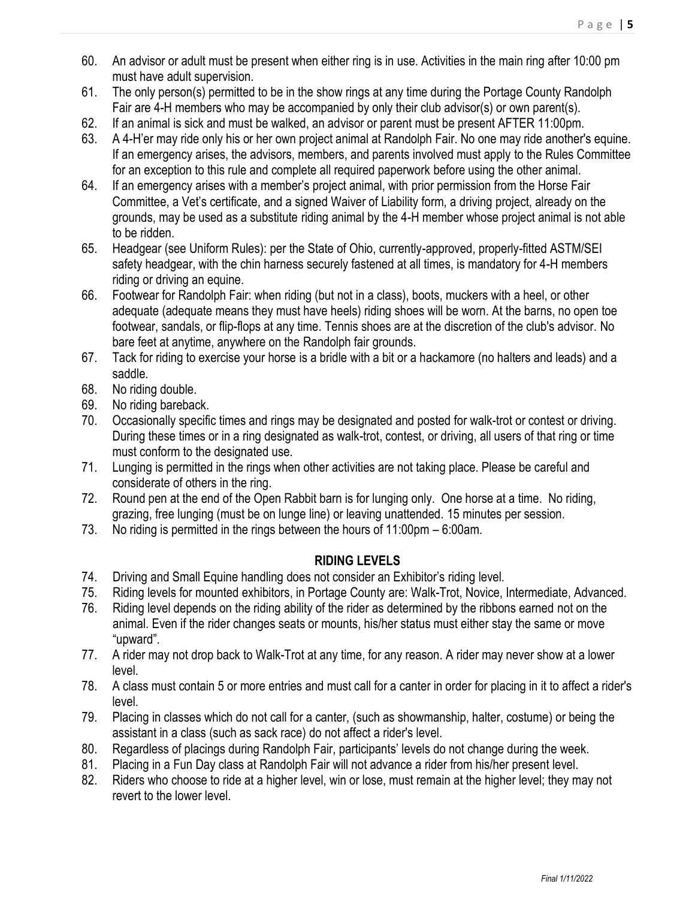60. An advisor or adult must be present when either ring is in use. Activities in the main ring after 10:00 pm must have adult supervision.
61. The only person(s) permitted to be in the show rings at any time during the Portage County Randolph Fair are 4-H members who may be accompanied by only their club advisor(s) or own parent(s).
62. If an animal is sick and must be walked, an advisor or parent must be present AFTER 11:00pm.
63. A 4-H'er may ride only his or her own project animal at Randolph Fair. No one may ride another's equine. If an emergency arises, the advisors, members, and parents involved must apply to the Rules Committee for an exception to this rule and complete all required paperwork before using the other animal.
64. If an emergency arises with a member's project animal, with prior permission from the Horse Fair Committee, a Vet's certificate, and a signed Waiver of Liability form, a driving project, already on the grounds, may be used as a substitute riding animal by the 4-H member whose project animal is not able to be ridden.
65. Headgear (see Uniform Rules): per the State of Ohio, currently-approved, properly-fitted ASTM/SEI safety headgear, with the chin harness securely fastened at all times, is mandatory for 4-H members riding or driving an equine.
66. Footwear for Randolph Fair: when riding (but not in a class), boots, muckers with a heel, or other adequate (adequate means they must have heels) riding shoes will be worn. At the barns, no open toe footwear, sandals, or flip-flops at any time. Tennis shoes are at the discretion of the club's advisor. No bare feet at anytime, anywhere on the Randolph fair grounds.
67. Tack for riding to exercise your horse is a bridle with a bit or a hackamore (no halters and leads) and a saddle.
68. No riding double.
69. No riding bareback.
70. Occasionally specific times and rings may be designated and posted for walk-trot or contest or driving. During these times or in a ring designated as walk-trot, contest, or driving, all users of that ring or time must conform to the designated use.
71. Lunging is permitted in the rings when other activities are not taking place. Please be careful and considerate of others in the ring.
72. Round pen at the end of the Open Rabbit barn is for lunging only. One horse at a time. No riding, grazing, free lunging (must be on lunge line) or leaving unattended. 15 minutes per session.
73. No riding is permitted in the rings between the hours of 11:00pm – 6:00am.

## RIDING LEVELS

74. Driving and Small Equine handling does not consider an Exhibitor's riding level.
75. Riding levels for mounted exhibitors, in Portage County are: Walk-Trot, Novice, Intermediate, Advanced.
76. Riding level depends on the riding ability of the rider as determined by the ribbons earned not on the animal. Even if the rider changes seats or mounts, his/her status must either stay the same or move "upward".
77. A rider may not drop back to Walk-Trot at any time, for any reason. A rider may never show at a lower level.
78. A class must contain 5 or more entries and must call for a canter in order for placing in it to affect a rider's level.
79. Placing in classes which do not call for a canter, (such as showmanship, halter, costume) or being the assistant in a class (such as sack race) do not affect a rider's level.
80. Regardless of placings during Randolph Fair, participants' levels do not change during the week.
81. Placing in a Fun Day class at Randolph Fair will not advance a rider from his/her present level.
82. Riders who choose to ride at a higher level, win or lose, must remain at the higher level; they may not revert to the lower level.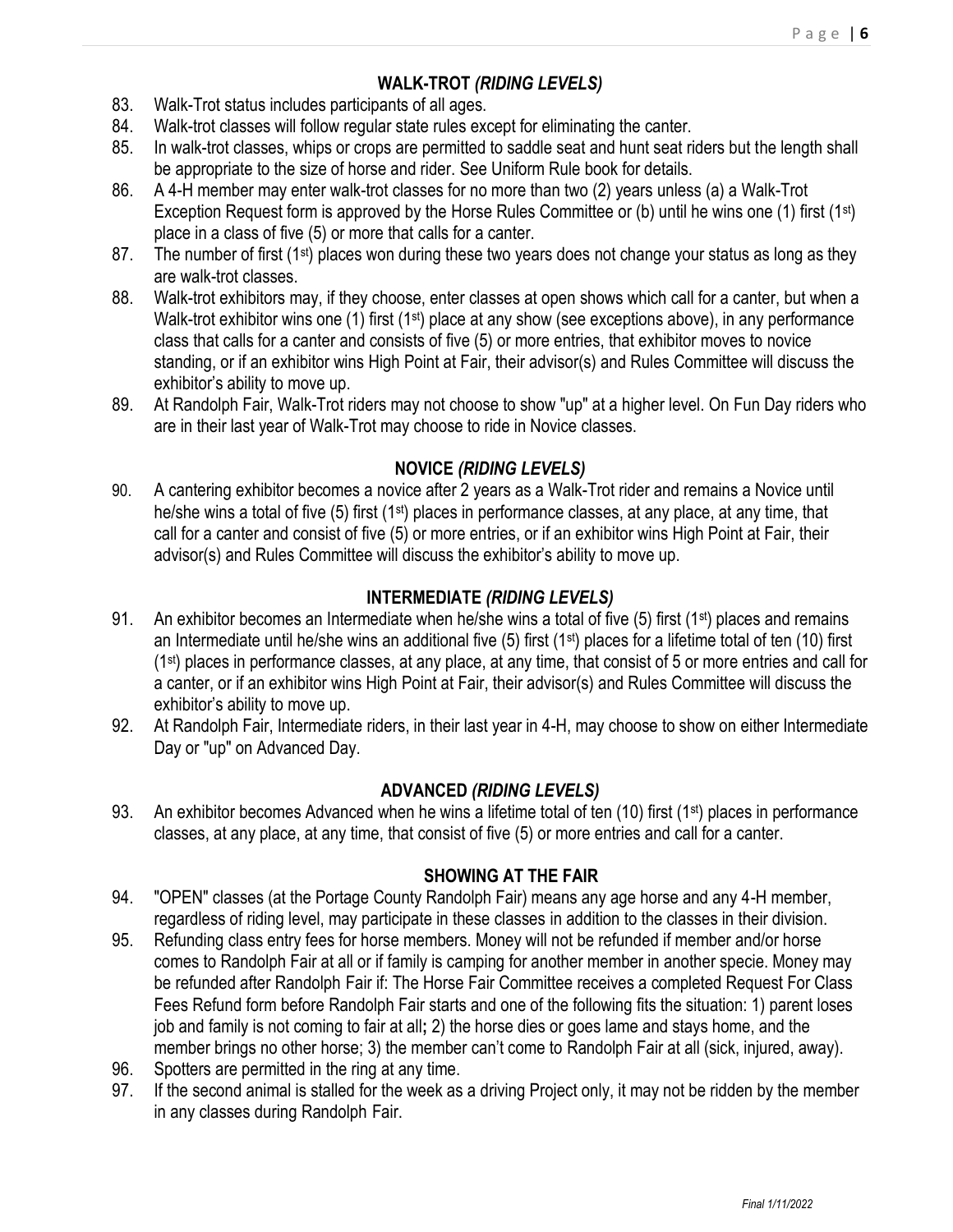## WALK-TROT *(RIDING LEVELS)*

83. Walk-Trot status includes participants of all ages.
84. Walk-trot classes will follow regular state rules except for eliminating the canter.
85. In walk-trot classes, whips or crops are permitted to saddle seat and hunt seat riders but the length shall be appropriate to the size of horse and rider. See Uniform Rule book for details.
86. A 4-H member may enter walk-trot classes for no more than two (2) years unless (a) a Walk-Trot Exception Request form is approved by the Horse Rules Committee or (b) until he wins one (1) first (1st) place in a class of five (5) or more that calls for a canter.
87. The number of first (1st) places won during these two years does not change your status as long as they are walk-trot classes.
88. Walk-trot exhibitors may, if they choose, enter classes at open shows which call for a canter, but when a Walk-trot exhibitor wins one (1) first (1st) place at any show (see exceptions above), in any performance class that calls for a canter and consists of five (5) or more entries, that exhibitor moves to novice standing, or if an exhibitor wins High Point at Fair, their advisor(s) and Rules Committee will discuss the exhibitor's ability to move up.
89. At Randolph Fair, Walk-Trot riders may not choose to show "up" at a higher level. On Fun Day riders who are in their last year of Walk-Trot may choose to ride in Novice classes.

## NOVICE *(RIDING LEVELS)*

90. A cantering exhibitor becomes a novice after 2 years as a Walk-Trot rider and remains a Novice until he/she wins a total of five (5) first (1st) places in performance classes, at any place, at any time, that call for a canter and consist of five (5) or more entries, or if an exhibitor wins High Point at Fair, their advisor(s) and Rules Committee will discuss the exhibitor's ability to move up.

## INTERMEDIATE *(RIDING LEVELS)*

91. An exhibitor becomes an Intermediate when he/she wins a total of five (5) first (1st) places and remains an Intermediate until he/she wins an additional five (5) first (1st) places for a lifetime total of ten (10) first (1st) places in performance classes, at any place, at any time, that consist of 5 or more entries and call for a canter, or if an exhibitor wins High Point at Fair, their advisor(s) and Rules Committee will discuss the exhibitor's ability to move up.
92. At Randolph Fair, Intermediate riders, in their last year in 4-H, may choose to show on either Intermediate Day or "up" on Advanced Day.

## ADVANCED *(RIDING LEVELS)*

93. An exhibitor becomes Advanced when he wins a lifetime total of ten (10) first (1st) places in performance classes, at any place, at any time, that consist of five (5) or more entries and call for a canter.

## SHOWING AT THE FAIR

94. "OPEN" classes (at the Portage County Randolph Fair) means any age horse and any 4-H member, regardless of riding level, may participate in these classes in addition to the classes in their division.
95. Refunding class entry fees for horse members. Money will not be refunded if member and/or horse comes to Randolph Fair at all or if family is camping for another member in another specie. Money may be refunded after Randolph Fair if: The Horse Fair Committee receives a completed Request For Class Fees Refund form before Randolph Fair starts and one of the following fits the situation: 1) parent loses job and family is not coming to fair at all**;** 2) the horse dies or goes lame and stays home, and the member brings no other horse; 3) the member can't come to Randolph Fair at all (sick, injured, away).
96. Spotters are permitted in the ring at any time.
97. If the second animal is stalled for the week as a driving Project only, it may not be ridden by the member in any classes during Randolph Fair.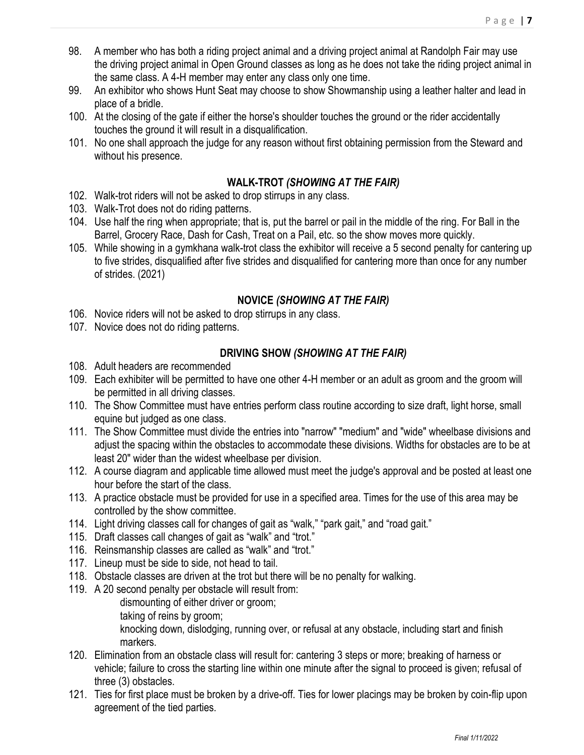98. A member who has both a riding project animal and a driving project animal at Randolph Fair may use the driving project animal in Open Ground classes as long as he does not take the riding project animal in the same class. A 4-H member may enter any class only one time.
99. An exhibitor who shows Hunt Seat may choose to show Showmanship using a leather halter and lead in place of a bridle.
100. At the closing of the gate if either the horse's shoulder touches the ground or the rider accidentally touches the ground it will result in a disqualification.
101. No one shall approach the judge for any reason without first obtaining permission from the Steward and without his presence.

## WALK-TROT *(SHOWING AT THE FAIR)*

102. Walk-trot riders will not be asked to drop stirrups in any class.
103. Walk-Trot does not do riding patterns.
104. Use half the ring when appropriate; that is, put the barrel or pail in the middle of the ring. For Ball in the Barrel, Grocery Race, Dash for Cash, Treat on a Pail, etc. so the show moves more quickly.
105. While showing in a gymkhana walk-trot class the exhibitor will receive a 5 second penalty for cantering up to five strides, disqualified after five strides and disqualified for cantering more than once for any number of strides. (2021)

## NOVICE *(SHOWING AT THE FAIR)*

106. Novice riders will not be asked to drop stirrups in any class.
107. Novice does not do riding patterns.

## DRIVING SHOW *(SHOWING AT THE FAIR)*

108. Adult headers are recommended
109. Each exhibiter will be permitted to have one other 4-H member or an adult as groom and the groom will be permitted in all driving classes.
110. The Show Committee must have entries perform class routine according to size draft, light horse, small equine but judged as one class.
111. The Show Committee must divide the entries into "narrow" "medium" and "wide" wheelbase divisions and adjust the spacing within the obstacles to accommodate these divisions. Widths for obstacles are to be at least 20" wider than the widest wheelbase per division.
112. A course diagram and applicable time allowed must meet the judge's approval and be posted at least one hour before the start of the class.
113. A practice obstacle must be provided for use in a specified area. Times for the use of this area may be controlled by the show committee.
114. Light driving classes call for changes of gait as "walk," "park gait," and "road gait."
115. Draft classes call changes of gait as "walk" and "trot."
116. Reinsmanship classes are called as "walk" and "trot."
117. Lineup must be side to side, not head to tail.
118. Obstacle classes are driven at the trot but there will be no penalty for walking.
119. A 20 second penalty per obstacle will result from:
    - dismounting of either driver or groom;
    - taking of reins by groom;
    - knocking down, dislodging, running over, or refusal at any obstacle, including start and finish markers.
120. Elimination from an obstacle class will result for: cantering 3 steps or more; breaking of harness or vehicle; failure to cross the starting line within one minute after the signal to proceed is given; refusal of three (3) obstacles.
121. Ties for first place must be broken by a drive-off. Ties for lower placings may be broken by coin-flip upon agreement of the tied parties.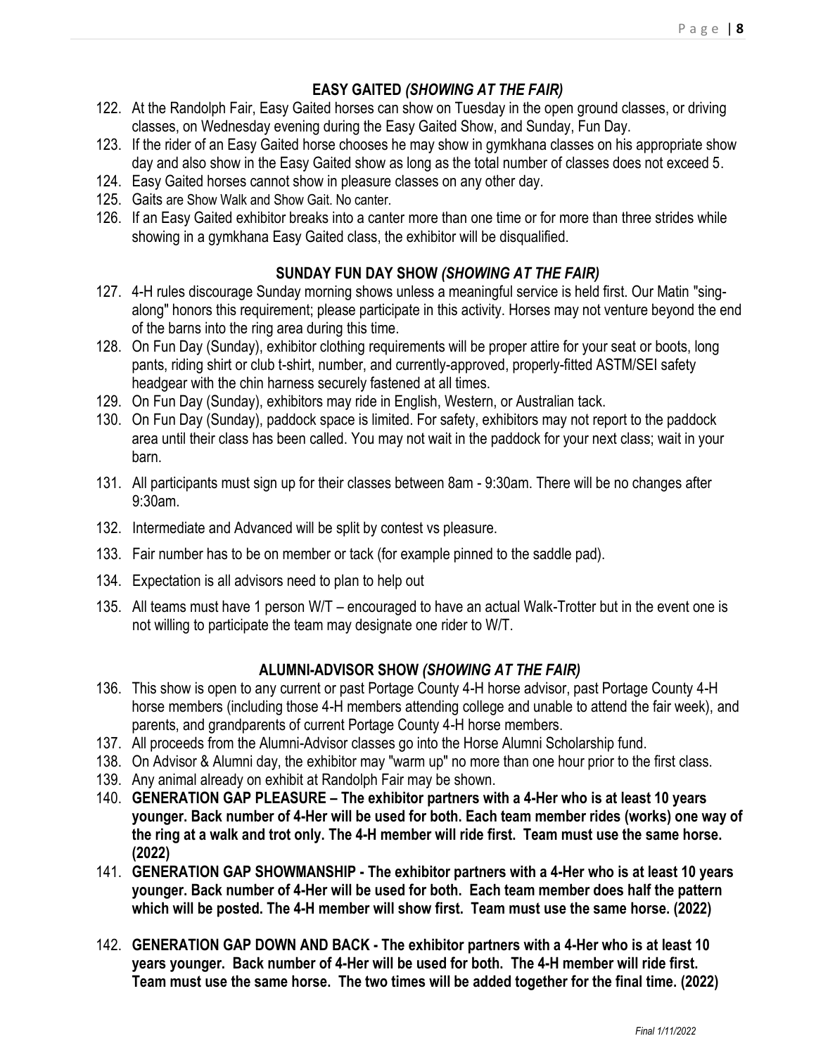### EASY GAITED *(SHOWING AT THE FAIR)*

122. At the Randolph Fair, Easy Gaited horses can show on Tuesday in the open ground classes, or driving classes, on Wednesday evening during the Easy Gaited Show, and Sunday, Fun Day.
123. If the rider of an Easy Gaited horse chooses he may show in gymkhana classes on his appropriate show day and also show in the Easy Gaited show as long as the total number of classes does not exceed 5.
124. Easy Gaited horses cannot show in pleasure classes on any other day.
125. Gaits are Show Walk and Show Gait. No canter.
126. If an Easy Gaited exhibitor breaks into a canter more than one time or for more than three strides while showing in a gymkhana Easy Gaited class, the exhibitor will be disqualified.

### SUNDAY FUN DAY SHOW *(SHOWING AT THE FAIR)*

127. 4-H rules discourage Sunday morning shows unless a meaningful service is held first. Our Matin "sing-along" honors this requirement; please participate in this activity. Horses may not venture beyond the end of the barns into the ring area during this time.
128. On Fun Day (Sunday), exhibitor clothing requirements will be proper attire for your seat or boots, long pants, riding shirt or club t-shirt, number, and currently-approved, properly-fitted ASTM/SEI safety headgear with the chin harness securely fastened at all times.
129. On Fun Day (Sunday), exhibitors may ride in English, Western, or Australian tack.
130. On Fun Day (Sunday), paddock space is limited. For safety, exhibitors may not report to the paddock area until their class has been called. You may not wait in the paddock for your next class; wait in your barn.
131. All participants must sign up for their classes between 8am - 9:30am. There will be no changes after 9:30am.
132. Intermediate and Advanced will be split by contest vs pleasure.
133. Fair number has to be on member or tack (for example pinned to the saddle pad).
134. Expectation is all advisors need to plan to help out
135. All teams must have 1 person W/T – encouraged to have an actual Walk-Trotter but in the event one is not willing to participate the team may designate one rider to W/T.

### ALUMNI-ADVISOR SHOW *(SHOWING AT THE FAIR)*

136. This show is open to any current or past Portage County 4-H horse advisor, past Portage County 4-H horse members (including those 4-H members attending college and unable to attend the fair week), and parents, and grandparents of current Portage County 4-H horse members.
137. All proceeds from the Alumni-Advisor classes go into the Horse Alumni Scholarship fund.
138. On Advisor & Alumni day, the exhibitor may "warm up" no more than one hour prior to the first class.
139. Any animal already on exhibit at Randolph Fair may be shown.
140. **GENERATION GAP PLEASURE – The exhibitor partners with a 4-Her who is at least 10 years younger. Back number of 4-Her will be used for both. Each team member rides (works) one way of the ring at a walk and trot only. The 4-H member will ride first. Team must use the same horse. (2022)**
141. **GENERATION GAP SHOWMANSHIP - The exhibitor partners with a 4-Her who is at least 10 years younger. Back number of 4-Her will be used for both. Each team member does half the pattern which will be posted. The 4-H member will show first. Team must use the same horse. (2022)**
142. **GENERATION GAP DOWN AND BACK - The exhibitor partners with a 4-Her who is at least 10 years younger. Back number of 4-Her will be used for both. The 4-H member will ride first. Team must use the same horse. The two times will be added together for the final time. (2022)**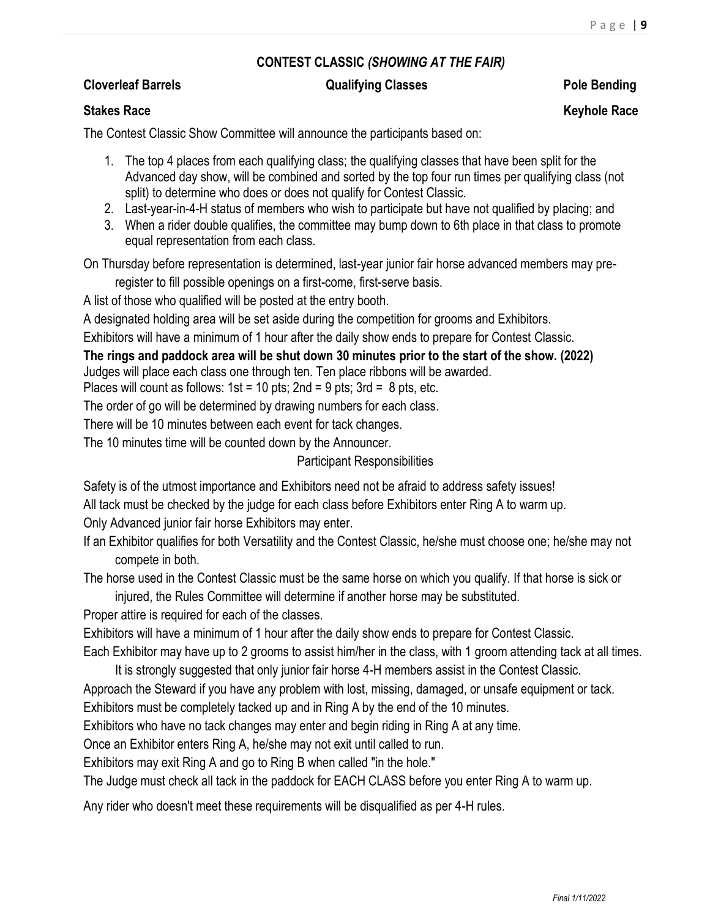## CONTEST CLASSIC *(SHOWING AT THE FAIR)*

**Cloverleaf Barrels** **Qualifying Classes** **Pole Bending**

**Stakes Race** **Keyhole Race**

The Contest Classic Show Committee will announce the participants based on:

1. The top 4 places from each qualifying class; the qualifying classes that have been split for the Advanced day show, will be combined and sorted by the top four run times per qualifying class (not split) to determine who does or does not qualify for Contest Classic.
2. Last-year-in-4-H status of members who wish to participate but have not qualified by placing; and
3. When a rider double qualifies, the committee may bump down to 6th place in that class to promote equal representation from each class.

On Thursday before representation is determined, last-year junior fair horse advanced members may pre-register to fill possible openings on a first-come, first-serve basis.

A list of those who qualified will be posted at the entry booth.

A designated holding area will be set aside during the competition for grooms and Exhibitors.

Exhibitors will have a minimum of 1 hour after the daily show ends to prepare for Contest Classic.

**The rings and paddock area will be shut down 30 minutes prior to the start of the show. (2022)**

Judges will place each class one through ten. Ten place ribbons will be awarded.

Places will count as follows: 1st = 10 pts; 2nd = 9 pts; 3rd = 8 pts, etc.

The order of go will be determined by drawing numbers for each class.

There will be 10 minutes between each event for tack changes.

The 10 minutes time will be counted down by the Announcer.

Participant Responsibilities

Safety is of the utmost importance and Exhibitors need not be afraid to address safety issues!

All tack must be checked by the judge for each class before Exhibitors enter Ring A to warm up.

Only Advanced junior fair horse Exhibitors may enter.

If an Exhibitor qualifies for both Versatility and the Contest Classic, he/she must choose one; he/she may not compete in both.

The horse used in the Contest Classic must be the same horse on which you qualify. If that horse is sick or injured, the Rules Committee will determine if another horse may be substituted.

Proper attire is required for each of the classes.

Exhibitors will have a minimum of 1 hour after the daily show ends to prepare for Contest Classic.

Each Exhibitor may have up to 2 grooms to assist him/her in the class, with 1 groom attending tack at all times. It is strongly suggested that only junior fair horse 4-H members assist in the Contest Classic.

Approach the Steward if you have any problem with lost, missing, damaged, or unsafe equipment or tack.

Exhibitors must be completely tacked up and in Ring A by the end of the 10 minutes.

Exhibitors who have no tack changes may enter and begin riding in Ring A at any time.

Once an Exhibitor enters Ring A, he/she may not exit until called to run.

Exhibitors may exit Ring A and go to Ring B when called "in the hole."

The Judge must check all tack in the paddock for EACH CLASS before you enter Ring A to warm up.

Any rider who doesn't meet these requirements will be disqualified as per 4-H rules.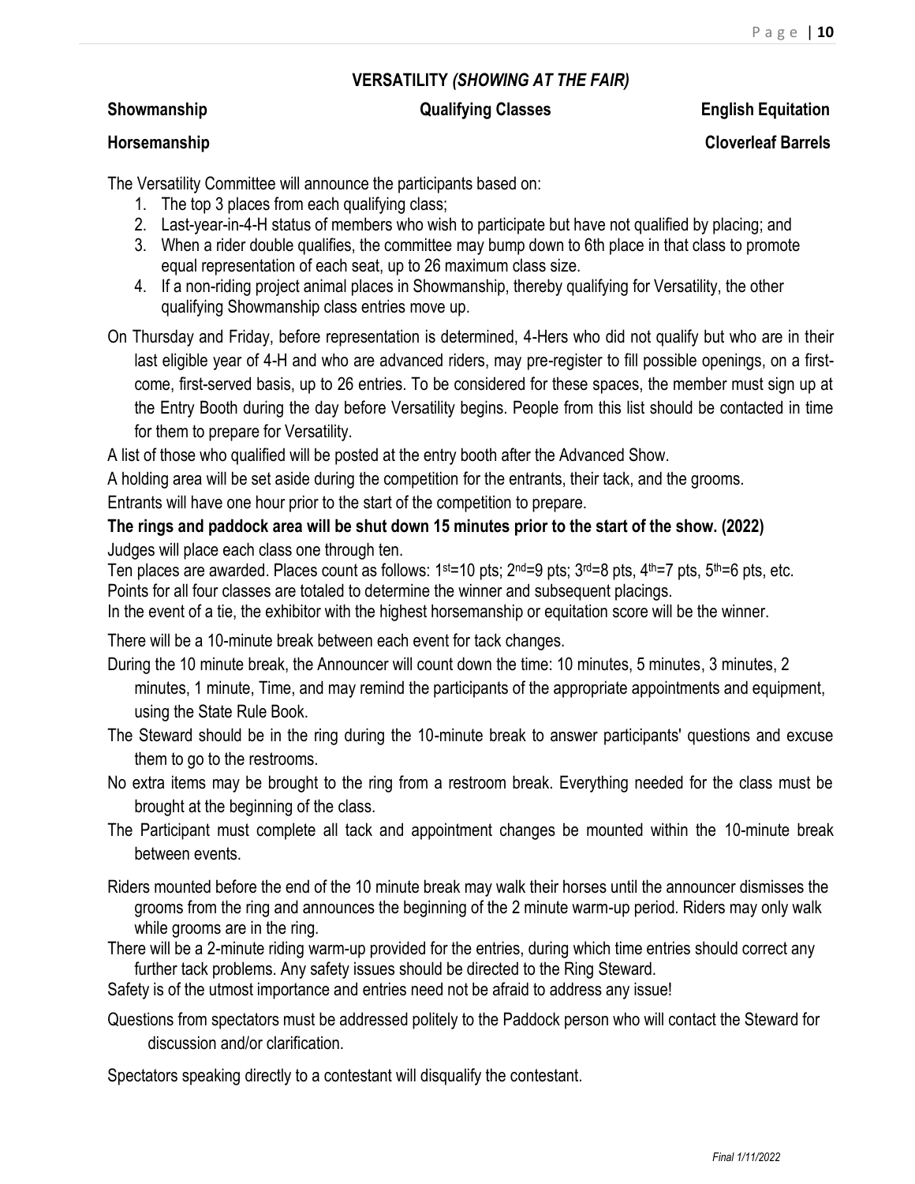## VERSATILITY *(SHOWING AT THE FAIR)*

**Qualifying Classes**

**Showmanship** | **English Equitation**

**Horsemanship** | **Cloverleaf Barrels**

The Versatility Committee will announce the participants based on:

1. The top 3 places from each qualifying class;
2. Last-year-in-4-H status of members who wish to participate but have not qualified by placing; and
3. When a rider double qualifies, the committee may bump down to 6th place in that class to promote equal representation of each seat, up to 26 maximum class size.
4. If a non-riding project animal places in Showmanship, thereby qualifying for Versatility, the other qualifying Showmanship class entries move up.

On Thursday and Friday, before representation is determined, 4-Hers who did not qualify but who are in their last eligible year of 4-H and who are advanced riders, may pre-register to fill possible openings, on a first-come, first-served basis, up to 26 entries. To be considered for these spaces, the member must sign up at the Entry Booth during the day before Versatility begins. People from this list should be contacted in time for them to prepare for Versatility.

A list of those who qualified will be posted at the entry booth after the Advanced Show.

A holding area will be set aside during the competition for the entrants, their tack, and the grooms.

Entrants will have one hour prior to the start of the competition to prepare.

**The rings and paddock area will be shut down 15 minutes prior to the start of the show. (2022)**

Judges will place each class one through ten.

Ten places are awarded. Places count as follows: 1st=10 pts; 2nd=9 pts; 3rd=8 pts, 4th=7 pts, 5th=6 pts, etc.

Points for all four classes are totaled to determine the winner and subsequent placings.

In the event of a tie, the exhibitor with the highest horsemanship or equitation score will be the winner.

There will be a 10-minute break between each event for tack changes.

During the 10 minute break, the Announcer will count down the time: 10 minutes, 5 minutes, 3 minutes, 2 minutes, 1 minute, Time, and may remind the participants of the appropriate appointments and equipment, using the State Rule Book.

The Steward should be in the ring during the 10-minute break to answer participants' questions and excuse them to go to the restrooms.

No extra items may be brought to the ring from a restroom break. Everything needed for the class must be brought at the beginning of the class.

The Participant must complete all tack and appointment changes be mounted within the 10-minute break between events.

Riders mounted before the end of the 10 minute break may walk their horses until the announcer dismisses the grooms from the ring and announces the beginning of the 2 minute warm-up period. Riders may only walk while grooms are in the ring.

There will be a 2-minute riding warm-up provided for the entries, during which time entries should correct any further tack problems. Any safety issues should be directed to the Ring Steward.

Safety is of the utmost importance and entries need not be afraid to address any issue!

Questions from spectators must be addressed politely to the Paddock person who will contact the Steward for discussion and/or clarification.

Spectators speaking directly to a contestant will disqualify the contestant.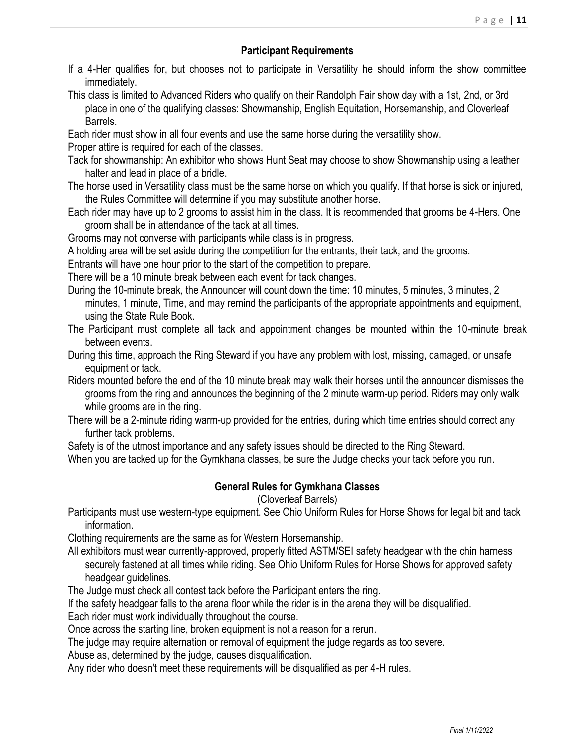## Participant Requirements

If a 4-Her qualifies for, but chooses not to participate in Versatility he should inform the show committee immediately.

This class is limited to Advanced Riders who qualify on their Randolph Fair show day with a 1st, 2nd, or 3rd place in one of the qualifying classes: Showmanship, English Equitation, Horsemanship, and Cloverleaf Barrels.

Each rider must show in all four events and use the same horse during the versatility show.

Proper attire is required for each of the classes.

Tack for showmanship: An exhibitor who shows Hunt Seat may choose to show Showmanship using a leather halter and lead in place of a bridle.

The horse used in Versatility class must be the same horse on which you qualify. If that horse is sick or injured, the Rules Committee will determine if you may substitute another horse.

Each rider may have up to 2 grooms to assist him in the class. It is recommended that grooms be 4-Hers. One groom shall be in attendance of the tack at all times.

Grooms may not converse with participants while class is in progress.

A holding area will be set aside during the competition for the entrants, their tack, and the grooms.

Entrants will have one hour prior to the start of the competition to prepare.

There will be a 10 minute break between each event for tack changes.

During the 10-minute break, the Announcer will count down the time: 10 minutes, 5 minutes, 3 minutes, 2 minutes, 1 minute, Time, and may remind the participants of the appropriate appointments and equipment, using the State Rule Book.

The Participant must complete all tack and appointment changes be mounted within the 10-minute break between events.

During this time, approach the Ring Steward if you have any problem with lost, missing, damaged, or unsafe equipment or tack.

Riders mounted before the end of the 10 minute break may walk their horses until the announcer dismisses the grooms from the ring and announces the beginning of the 2 minute warm-up period. Riders may only walk while grooms are in the ring.

There will be a 2-minute riding warm-up provided for the entries, during which time entries should correct any further tack problems.

Safety is of the utmost importance and any safety issues should be directed to the Ring Steward.

When you are tacked up for the Gymkhana classes, be sure the Judge checks your tack before you run.

## General Rules for Gymkhana Classes

(Cloverleaf Barrels)

Participants must use western-type equipment. See Ohio Uniform Rules for Horse Shows for legal bit and tack information.

Clothing requirements are the same as for Western Horsemanship.

All exhibitors must wear currently-approved, properly fitted ASTM/SEI safety headgear with the chin harness securely fastened at all times while riding. See Ohio Uniform Rules for Horse Shows for approved safety headgear guidelines.

The Judge must check all contest tack before the Participant enters the ring.

If the safety headgear falls to the arena floor while the rider is in the arena they will be disqualified.

Each rider must work individually throughout the course.

Once across the starting line, broken equipment is not a reason for a rerun.

The judge may require alternation or removal of equipment the judge regards as too severe.

Abuse as, determined by the judge, causes disqualification.

Any rider who doesn't meet these requirements will be disqualified as per 4-H rules.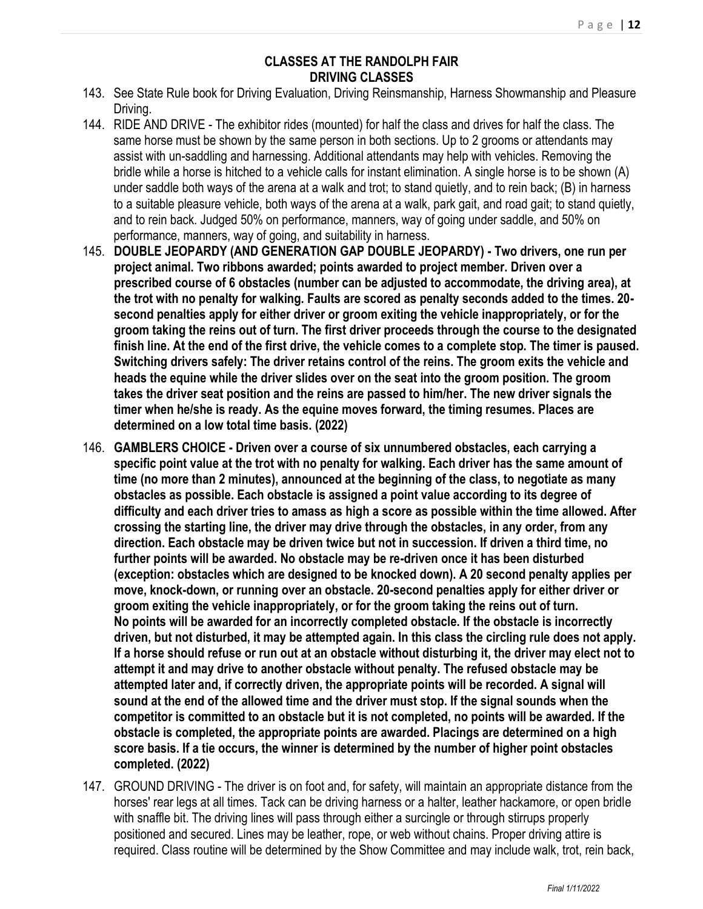## CLASSES AT THE RANDOLPH FAIR
## DRIVING CLASSES

143. See State Rule book for Driving Evaluation, Driving Reinsmanship, Harness Showmanship and Pleasure Driving.

144. RIDE AND DRIVE - The exhibitor rides (mounted) for half the class and drives for half the class. The same horse must be shown by the same person in both sections. Up to 2 grooms or attendants may assist with un-saddling and harnessing. Additional attendants may help with vehicles. Removing the bridle while a horse is hitched to a vehicle calls for instant elimination. A single horse is to be shown (A) under saddle both ways of the arena at a walk and trot; to stand quietly, and to rein back; (B) in harness to a suitable pleasure vehicle, both ways of the arena at a walk, park gait, and road gait; to stand quietly, and to rein back. Judged 50% on performance, manners, way of going under saddle, and 50% on performance, manners, way of going, and suitability in harness.

145. **DOUBLE JEOPARDY (AND GENERATION GAP DOUBLE JEOPARDY) - Two drivers, one run per project animal. Two ribbons awarded; points awarded to project member. Driven over a prescribed course of 6 obstacles (number can be adjusted to accommodate, the driving area), at the trot with no penalty for walking. Faults are scored as penalty seconds added to the times. 20-second penalties apply for either driver or groom exiting the vehicle inappropriately, or for the groom taking the reins out of turn. The first driver proceeds through the course to the designated finish line. At the end of the first drive, the vehicle comes to a complete stop. The timer is paused. Switching drivers safely: The driver retains control of the reins. The groom exits the vehicle and heads the equine while the driver slides over on the seat into the groom position. The groom takes the driver seat position and the reins are passed to him/her. The new driver signals the timer when he/she is ready. As the equine moves forward, the timing resumes. Places are determined on a low total time basis. (2022)**

146. **GAMBLERS CHOICE - Driven over a course of six unnumbered obstacles, each carrying a specific point value at the trot with no penalty for walking. Each driver has the same amount of time (no more than 2 minutes), announced at the beginning of the class, to negotiate as many obstacles as possible. Each obstacle is assigned a point value according to its degree of difficulty and each driver tries to amass as high a score as possible within the time allowed. After crossing the starting line, the driver may drive through the obstacles, in any order, from any direction. Each obstacle may be driven twice but not in succession. If driven a third time, no further points will be awarded. No obstacle may be re-driven once it has been disturbed (exception: obstacles which are designed to be knocked down). A 20 second penalty applies per move, knock-down, or running over an obstacle. 20-second penalties apply for either driver or groom exiting the vehicle inappropriately, or for the groom taking the reins out of turn. No points will be awarded for an incorrectly completed obstacle. If the obstacle is incorrectly driven, but not disturbed, it may be attempted again. In this class the circling rule does not apply. If a horse should refuse or run out at an obstacle without disturbing it, the driver may elect not to attempt it and may drive to another obstacle without penalty. The refused obstacle may be attempted later and, if correctly driven, the appropriate points will be recorded. A signal will sound at the end of the allowed time and the driver must stop. If the signal sounds when the competitor is committed to an obstacle but it is not completed, no points will be awarded. If the obstacle is completed, the appropriate points are awarded. Placings are determined on a high score basis. If a tie occurs, the winner is determined by the number of higher point obstacles completed. (2022)**

147. GROUND DRIVING - The driver is on foot and, for safety, will maintain an appropriate distance from the horses' rear legs at all times. Tack can be driving harness or a halter, leather hackamore, or open bridle with snaffle bit. The driving lines will pass through either a surcingle or through stirrups properly positioned and secured. Lines may be leather, rope, or web without chains. Proper driving attire is required. Class routine will be determined by the Show Committee and may include walk, trot, rein back,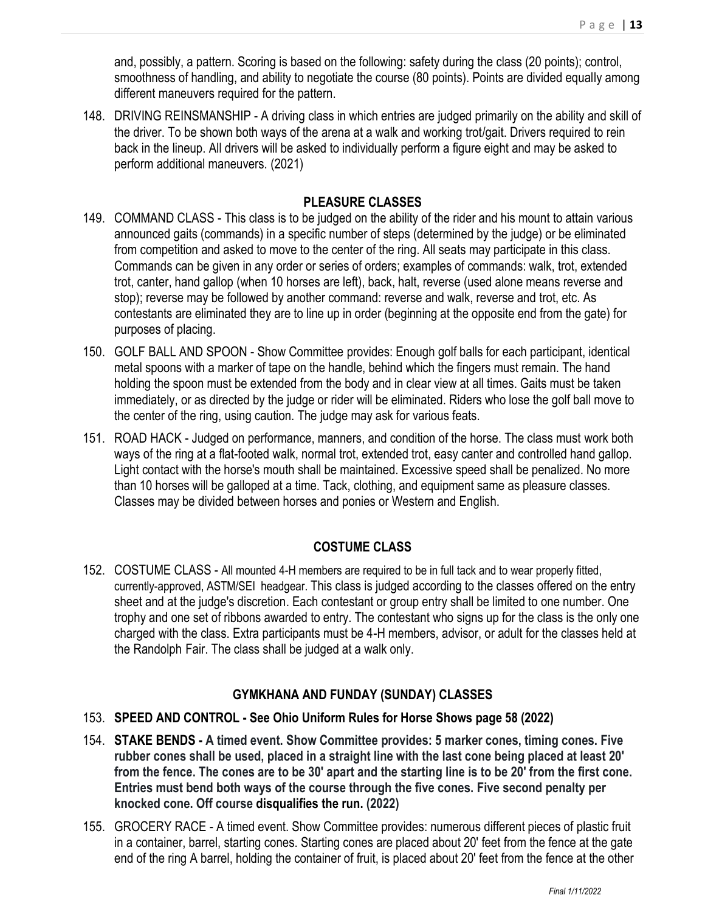and, possibly, a pattern. Scoring is based on the following: safety during the class (20 points); control, smoothness of handling, and ability to negotiate the course (80 points). Points are divided equally among different maneuvers required for the pattern.

148. DRIVING REINSMANSHIP - A driving class in which entries are judged primarily on the ability and skill of the driver. To be shown both ways of the arena at a walk and working trot/gait. Drivers required to rein back in the lineup. All drivers will be asked to individually perform a figure eight and may be asked to perform additional maneuvers. (2021)

## PLEASURE CLASSES

149. COMMAND CLASS - This class is to be judged on the ability of the rider and his mount to attain various announced gaits (commands) in a specific number of steps (determined by the judge) or be eliminated from competition and asked to move to the center of the ring. All seats may participate in this class. Commands can be given in any order or series of orders; examples of commands: walk, trot, extended trot, canter, hand gallop (when 10 horses are left), back, halt, reverse (used alone means reverse and stop); reverse may be followed by another command: reverse and walk, reverse and trot, etc. As contestants are eliminated they are to line up in order (beginning at the opposite end from the gate) for purposes of placing.

150. GOLF BALL AND SPOON - Show Committee provides: Enough golf balls for each participant, identical metal spoons with a marker of tape on the handle, behind which the fingers must remain. The hand holding the spoon must be extended from the body and in clear view at all times. Gaits must be taken immediately, or as directed by the judge or rider will be eliminated. Riders who lose the golf ball move to the center of the ring, using caution. The judge may ask for various feats.

151. ROAD HACK - Judged on performance, manners, and condition of the horse. The class must work both ways of the ring at a flat-footed walk, normal trot, extended trot, easy canter and controlled hand gallop. Light contact with the horse's mouth shall be maintained. Excessive speed shall be penalized. No more than 10 horses will be galloped at a time. Tack, clothing, and equipment same as pleasure classes. Classes may be divided between horses and ponies or Western and English.

## COSTUME CLASS

152. COSTUME CLASS - All mounted 4-H members are required to be in full tack and to wear properly fitted, currently-approved, ASTM/SEI headgear. This class is judged according to the classes offered on the entry sheet and at the judge's discretion. Each contestant or group entry shall be limited to one number. One trophy and one set of ribbons awarded to entry. The contestant who signs up for the class is the only one charged with the class. Extra participants must be 4-H members, advisor, or adult for the classes held at the Randolph Fair. The class shall be judged at a walk only.

## GYMKHANA AND FUNDAY (SUNDAY) CLASSES

153. **SPEED AND CONTROL - See Ohio Uniform Rules for Horse Shows page 58 (2022)**

154. **STAKE BENDS - A timed event. Show Committee provides: 5 marker cones, timing cones. Five rubber cones shall be used, placed in a straight line with the last cone being placed at least 20' from the fence. The cones are to be 30' apart and the starting line is to be 20' from the first cone. Entries must bend both ways of the course through the five cones. Five second penalty per knocked cone. Off course disqualifies the run. (2022)**

155. GROCERY RACE - A timed event. Show Committee provides: numerous different pieces of plastic fruit in a container, barrel, starting cones. Starting cones are placed about 20' feet from the fence at the gate end of the ring A barrel, holding the container of fruit, is placed about 20' feet from the fence at the other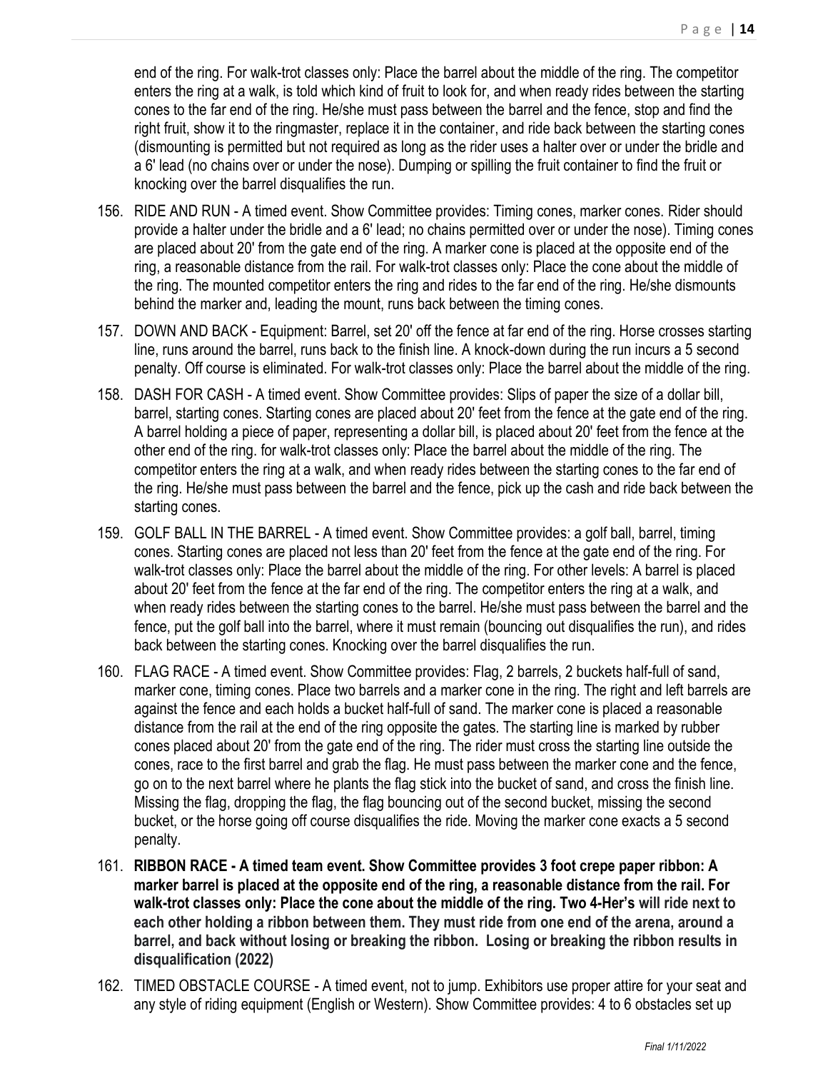end of the ring. For walk-trot classes only: Place the barrel about the middle of the ring. The competitor enters the ring at a walk, is told which kind of fruit to look for, and when ready rides between the starting cones to the far end of the ring. He/she must pass between the barrel and the fence, stop and find the right fruit, show it to the ringmaster, replace it in the container, and ride back between the starting cones (dismounting is permitted but not required as long as the rider uses a halter over or under the bridle and a 6' lead (no chains over or under the nose). Dumping or spilling the fruit container to find the fruit or knocking over the barrel disqualifies the run.

156. RIDE AND RUN - A timed event. Show Committee provides: Timing cones, marker cones. Rider should provide a halter under the bridle and a 6' lead; no chains permitted over or under the nose). Timing cones are placed about 20' from the gate end of the ring. A marker cone is placed at the opposite end of the ring, a reasonable distance from the rail. For walk-trot classes only: Place the cone about the middle of the ring. The mounted competitor enters the ring and rides to the far end of the ring. He/she dismounts behind the marker and, leading the mount, runs back between the timing cones.
157. DOWN AND BACK - Equipment: Barrel, set 20' off the fence at far end of the ring. Horse crosses starting line, runs around the barrel, runs back to the finish line. A knock-down during the run incurs a 5 second penalty. Off course is eliminated. For walk-trot classes only: Place the barrel about the middle of the ring.
158. DASH FOR CASH - A timed event. Show Committee provides: Slips of paper the size of a dollar bill, barrel, starting cones. Starting cones are placed about 20' feet from the fence at the gate end of the ring. A barrel holding a piece of paper, representing a dollar bill, is placed about 20' feet from the fence at the other end of the ring. for walk-trot classes only: Place the barrel about the middle of the ring. The competitor enters the ring at a walk, and when ready rides between the starting cones to the far end of the ring. He/she must pass between the barrel and the fence, pick up the cash and ride back between the starting cones.
159. GOLF BALL IN THE BARREL - A timed event. Show Committee provides: a golf ball, barrel, timing cones. Starting cones are placed not less than 20' feet from the fence at the gate end of the ring. For walk-trot classes only: Place the barrel about the middle of the ring. For other levels: A barrel is placed about 20' feet from the fence at the far end of the ring. The competitor enters the ring at a walk, and when ready rides between the starting cones to the barrel. He/she must pass between the barrel and the fence, put the golf ball into the barrel, where it must remain (bouncing out disqualifies the run), and rides back between the starting cones. Knocking over the barrel disqualifies the run.
160. FLAG RACE - A timed event. Show Committee provides: Flag, 2 barrels, 2 buckets half-full of sand, marker cone, timing cones. Place two barrels and a marker cone in the ring. The right and left barrels are against the fence and each holds a bucket half-full of sand. The marker cone is placed a reasonable distance from the rail at the end of the ring opposite the gates. The starting line is marked by rubber cones placed about 20' from the gate end of the ring. The rider must cross the starting line outside the cones, race to the first barrel and grab the flag. He must pass between the marker cone and the fence, go on to the next barrel where he plants the flag stick into the bucket of sand, and cross the finish line. Missing the flag, dropping the flag, the flag bouncing out of the second bucket, missing the second bucket, or the horse going off course disqualifies the ride. Moving the marker cone exacts a 5 second penalty.
161. **RIBBON RACE - A timed team event. Show Committee provides 3 foot crepe paper ribbon: A marker barrel is placed at the opposite end of the ring, a reasonable distance from the rail. For walk-trot classes only: Place the cone about the middle of the ring. Two 4-Her's will ride next to each other holding a ribbon between them. They must ride from one end of the arena, around a barrel, and back without losing or breaking the ribbon. Losing or breaking the ribbon results in disqualification (2022)**
162. TIMED OBSTACLE COURSE - A timed event, not to jump. Exhibitors use proper attire for your seat and any style of riding equipment (English or Western). Show Committee provides: 4 to 6 obstacles set up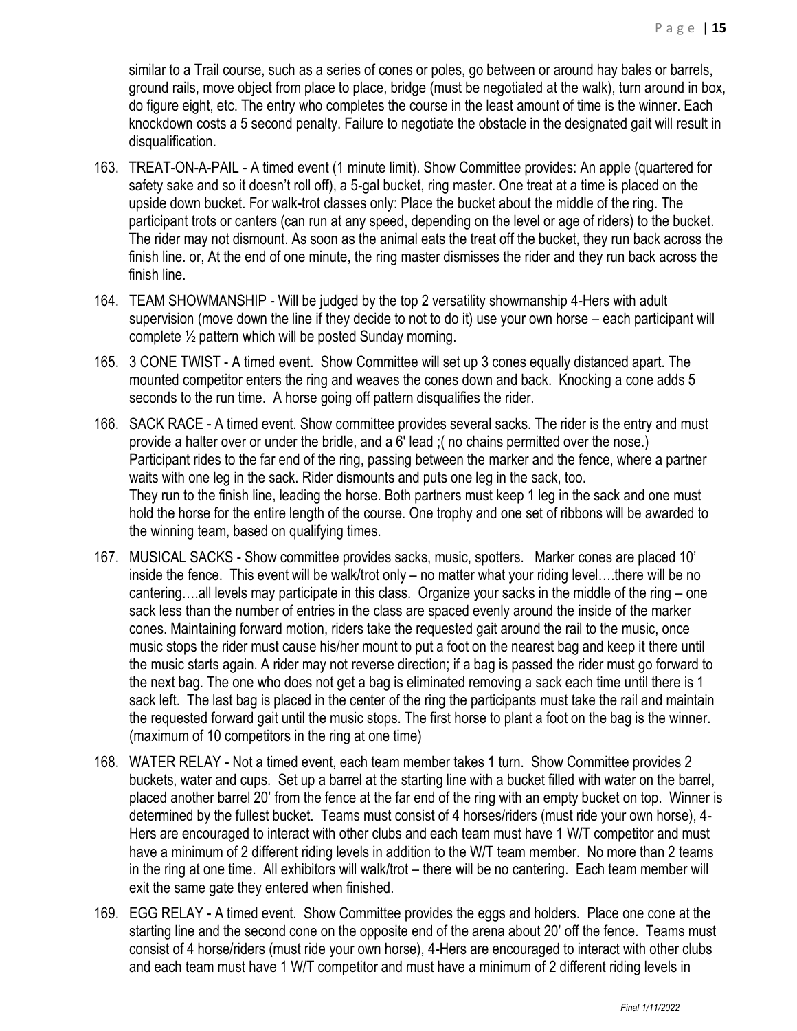similar to a Trail course, such as a series of cones or poles, go between or around hay bales or barrels, ground rails, move object from place to place, bridge (must be negotiated at the walk), turn around in box, do figure eight, etc. The entry who completes the course in the least amount of time is the winner. Each knockdown costs a 5 second penalty. Failure to negotiate the obstacle in the designated gait will result in disqualification.

163. TREAT-ON-A-PAIL - A timed event (1 minute limit). Show Committee provides: An apple (quartered for safety sake and so it doesn't roll off), a 5-gal bucket, ring master. One treat at a time is placed on the upside down bucket. For walk-trot classes only: Place the bucket about the middle of the ring. The participant trots or canters (can run at any speed, depending on the level or age of riders) to the bucket. The rider may not dismount. As soon as the animal eats the treat off the bucket, they run back across the finish line. or, At the end of one minute, the ring master dismisses the rider and they run back across the finish line.

164. TEAM SHOWMANSHIP - Will be judged by the top 2 versatility showmanship 4-Hers with adult supervision (move down the line if they decide to not to do it) use your own horse – each participant will complete ½ pattern which will be posted Sunday morning.

165. 3 CONE TWIST - A timed event. Show Committee will set up 3 cones equally distanced apart. The mounted competitor enters the ring and weaves the cones down and back. Knocking a cone adds 5 seconds to the run time. A horse going off pattern disqualifies the rider.

166. SACK RACE - A timed event. Show committee provides several sacks. The rider is the entry and must provide a halter over or under the bridle, and a 6' lead ;( no chains permitted over the nose.) Participant rides to the far end of the ring, passing between the marker and the fence, where a partner waits with one leg in the sack. Rider dismounts and puts one leg in the sack, too.
They run to the finish line, leading the horse. Both partners must keep 1 leg in the sack and one must hold the horse for the entire length of the course. One trophy and one set of ribbons will be awarded to the winning team, based on qualifying times.

167. MUSICAL SACKS - Show committee provides sacks, music, spotters. Marker cones are placed 10' inside the fence. This event will be walk/trot only – no matter what your riding level….there will be no cantering….all levels may participate in this class. Organize your sacks in the middle of the ring – one sack less than the number of entries in the class are spaced evenly around the inside of the marker cones. Maintaining forward motion, riders take the requested gait around the rail to the music, once music stops the rider must cause his/her mount to put a foot on the nearest bag and keep it there until the music starts again. A rider may not reverse direction; if a bag is passed the rider must go forward to the next bag. The one who does not get a bag is eliminated removing a sack each time until there is 1 sack left. The last bag is placed in the center of the ring the participants must take the rail and maintain the requested forward gait until the music stops. The first horse to plant a foot on the bag is the winner. (maximum of 10 competitors in the ring at one time)

168. WATER RELAY - Not a timed event, each team member takes 1 turn. Show Committee provides 2 buckets, water and cups. Set up a barrel at the starting line with a bucket filled with water on the barrel, placed another barrel 20' from the fence at the far end of the ring with an empty bucket on top. Winner is determined by the fullest bucket. Teams must consist of 4 horses/riders (must ride your own horse), 4-Hers are encouraged to interact with other clubs and each team must have 1 W/T competitor and must have a minimum of 2 different riding levels in addition to the W/T team member. No more than 2 teams in the ring at one time. All exhibitors will walk/trot – there will be no cantering. Each team member will exit the same gate they entered when finished.

169. EGG RELAY - A timed event. Show Committee provides the eggs and holders. Place one cone at the starting line and the second cone on the opposite end of the arena about 20' off the fence. Teams must consist of 4 horse/riders (must ride your own horse), 4-Hers are encouraged to interact with other clubs and each team must have 1 W/T competitor and must have a minimum of 2 different riding levels in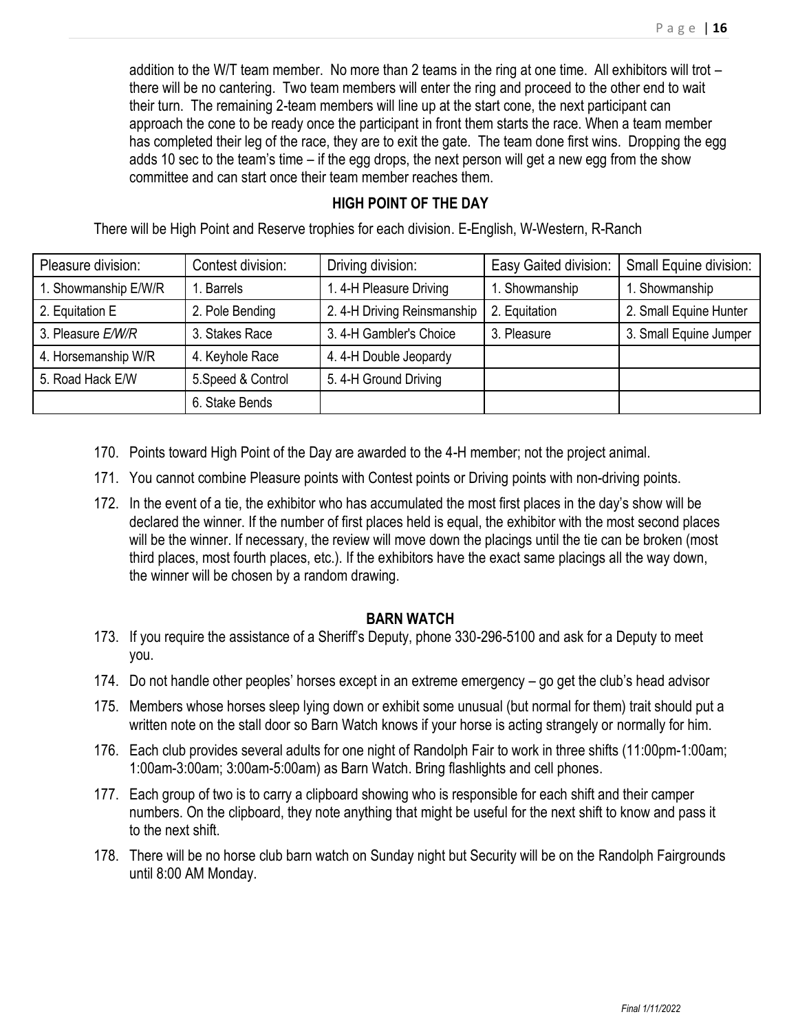addition to the W/T team member. No more than 2 teams in the ring at one time. All exhibitors will trot – there will be no cantering. Two team members will enter the ring and proceed to the other end to wait their turn. The remaining 2-team members will line up at the start cone, the next participant can approach the cone to be ready once the participant in front them starts the race. When a team member has completed their leg of the race, they are to exit the gate. The team done first wins. Dropping the egg adds 10 sec to the team's time – if the egg drops, the next person will get a new egg from the show committee and can start once their team member reaches them.

## HIGH POINT OF THE DAY

There will be High Point and Reserve trophies for each division. E-English, W-Western, R-Ranch

| Pleasure division: | Contest division: | Driving division: | Easy Gaited division: | Small Equine division: |
|---|---|---|---|---|
| 1. Showmanship E/W/R | 1. Barrels | 1. 4-H Pleasure Driving | 1. Showmanship | 1. Showmanship |
| 2. Equitation E | 2. Pole Bending | 2. 4-H Driving Reinsmanship | 2. Equitation | 2. Small Equine Hunter |
| 3. Pleasure *E/W/R* | 3. Stakes Race | 3. 4-H Gambler's Choice | 3. Pleasure | 3. Small Equine Jumper |
| 4. Horsemanship W/R | 4. Keyhole Race | 4. 4-H Double Jeopardy | | |
| 5. Road Hack E/W | 5.Speed & Control | 5. 4-H Ground Driving | | |
| | 6. Stake Bends | | | |

170. Points toward High Point of the Day are awarded to the 4-H member; not the project animal.
171. You cannot combine Pleasure points with Contest points or Driving points with non-driving points.
172. In the event of a tie, the exhibitor who has accumulated the most first places in the day's show will be declared the winner. If the number of first places held is equal, the exhibitor with the most second places will be the winner. If necessary, the review will move down the placings until the tie can be broken (most third places, most fourth places, etc.). If the exhibitors have the exact same placings all the way down, the winner will be chosen by a random drawing.

## BARN WATCH

173. If you require the assistance of a Sheriff's Deputy, phone 330-296-5100 and ask for a Deputy to meet you.
174. Do not handle other peoples' horses except in an extreme emergency – go get the club's head advisor
175. Members whose horses sleep lying down or exhibit some unusual (but normal for them) trait should put a written note on the stall door so Barn Watch knows if your horse is acting strangely or normally for him.
176. Each club provides several adults for one night of Randolph Fair to work in three shifts (11:00pm-1:00am; 1:00am-3:00am; 3:00am-5:00am) as Barn Watch. Bring flashlights and cell phones.
177. Each group of two is to carry a clipboard showing who is responsible for each shift and their camper numbers. On the clipboard, they note anything that might be useful for the next shift to know and pass it to the next shift.
178. There will be no horse club barn watch on Sunday night but Security will be on the Randolph Fairgrounds until 8:00 AM Monday.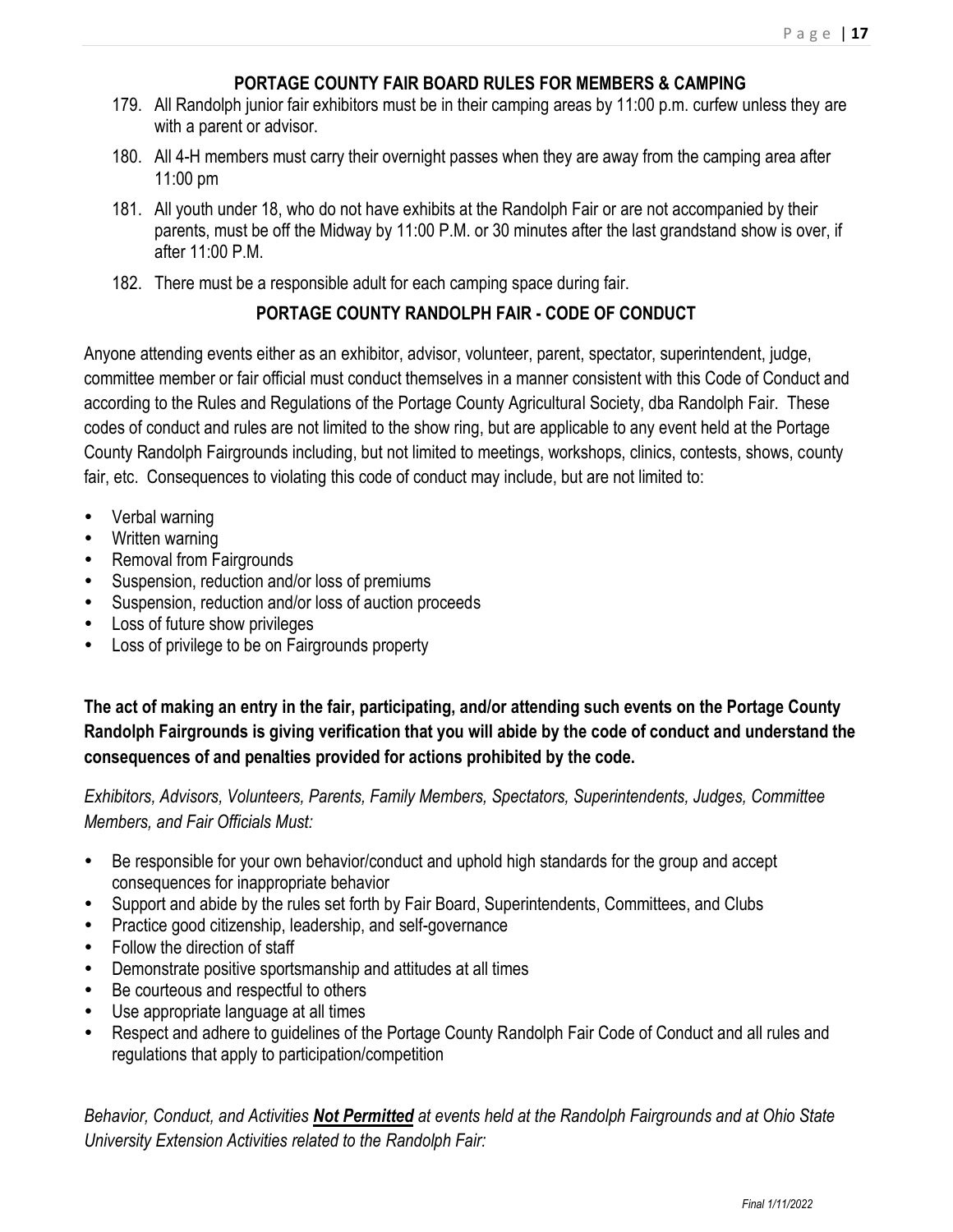## PORTAGE COUNTY FAIR BOARD RULES FOR MEMBERS & CAMPING

179. All Randolph junior fair exhibitors must be in their camping areas by 11:00 p.m. curfew unless they are with a parent or advisor.
180. All 4-H members must carry their overnight passes when they are away from the camping area after 11:00 pm
181. All youth under 18, who do not have exhibits at the Randolph Fair or are not accompanied by their parents, must be off the Midway by 11:00 P.M. or 30 minutes after the last grandstand show is over, if after 11:00 P.M.
182. There must be a responsible adult for each camping space during fair.

## PORTAGE COUNTY RANDOLPH FAIR - CODE OF CONDUCT

Anyone attending events either as an exhibitor, advisor, volunteer, parent, spectator, superintendent, judge, committee member or fair official must conduct themselves in a manner consistent with this Code of Conduct and according to the Rules and Regulations of the Portage County Agricultural Society, dba Randolph Fair. These codes of conduct and rules are not limited to the show ring, but are applicable to any event held at the Portage County Randolph Fairgrounds including, but not limited to meetings, workshops, clinics, contests, shows, county fair, etc. Consequences to violating this code of conduct may include, but are not limited to:

- Verbal warning
- Written warning
- Removal from Fairgrounds
- Suspension, reduction and/or loss of premiums
- Suspension, reduction and/or loss of auction proceeds
- Loss of future show privileges
- Loss of privilege to be on Fairgrounds property

**The act of making an entry in the fair, participating, and/or attending such events on the Portage County Randolph Fairgrounds is giving verification that you will abide by the code of conduct and understand the consequences of and penalties provided for actions prohibited by the code.**

*Exhibitors, Advisors, Volunteers, Parents, Family Members, Spectators, Superintendents, Judges, Committee Members, and Fair Officials Must:*

- Be responsible for your own behavior/conduct and uphold high standards for the group and accept consequences for inappropriate behavior
- Support and abide by the rules set forth by Fair Board, Superintendents, Committees, and Clubs
- Practice good citizenship, leadership, and self-governance
- Follow the direction of staff
- Demonstrate positive sportsmanship and attitudes at all times
- Be courteous and respectful to others
- Use appropriate language at all times
- Respect and adhere to guidelines of the Portage County Randolph Fair Code of Conduct and all rules and regulations that apply to participation/competition

*Behavior, Conduct, and Activities* ***Not Permitted*** *at events held at the Randolph Fairgrounds and at Ohio State University Extension Activities related to the Randolph Fair:*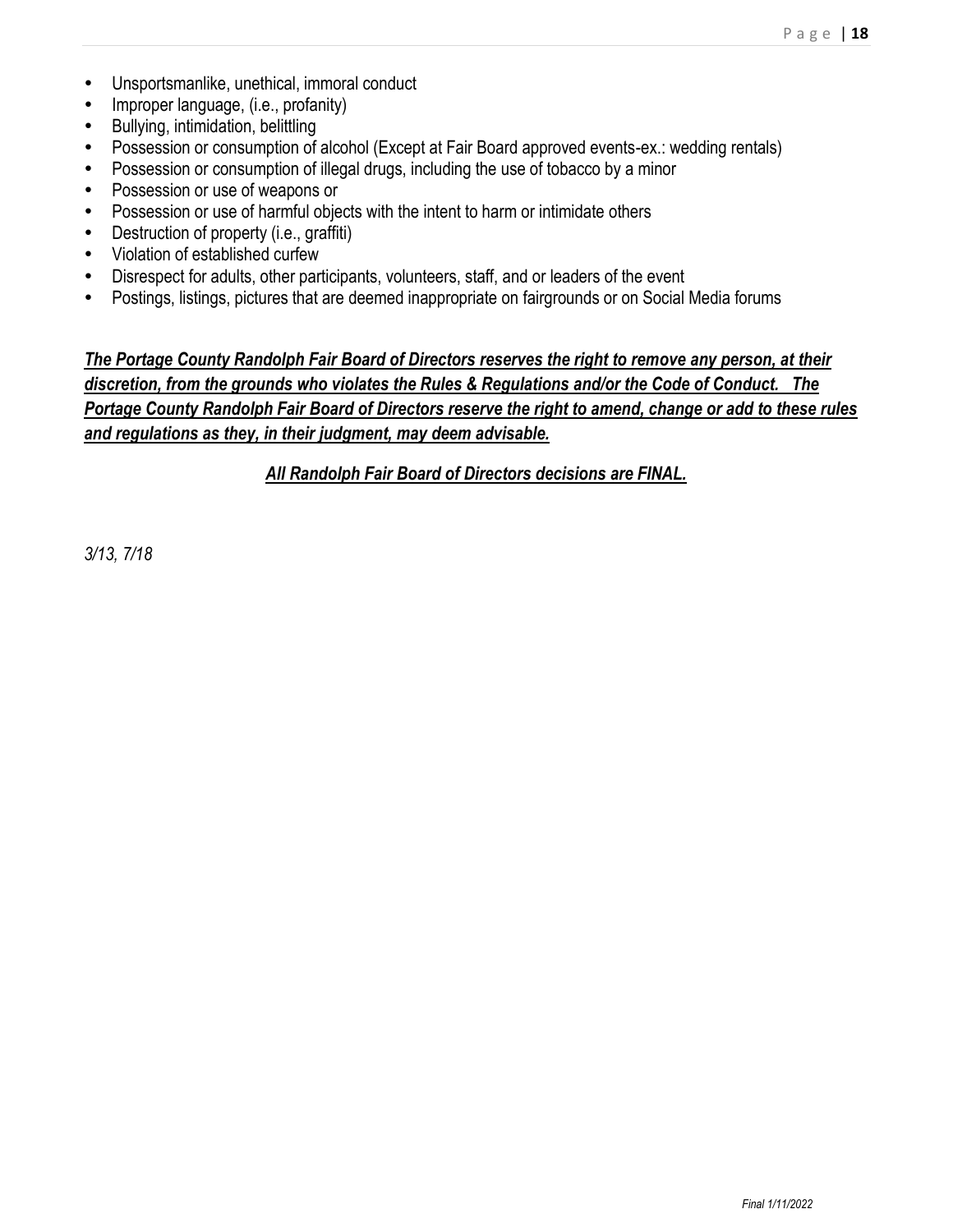- Unsportsmanlike, unethical, immoral conduct
- Improper language, (i.e., profanity)
- Bullying, intimidation, belittling
- Possession or consumption of alcohol (Except at Fair Board approved events-ex.: wedding rentals)
- Possession or consumption of illegal drugs, including the use of tobacco by a minor
- Possession or use of weapons or
- Possession or use of harmful objects with the intent to harm or intimidate others
- Destruction of property (i.e., graffiti)
- Violation of established curfew
- Disrespect for adults, other participants, volunteers, staff, and or leaders of the event
- Postings, listings, pictures that are deemed inappropriate on fairgrounds or on Social Media forums

***The Portage County Randolph Fair Board of Directors reserves the right to remove any person, at their discretion, from the grounds who violates the Rules & Regulations and/or the Code of Conduct. The Portage County Randolph Fair Board of Directors reserve the right to amend, change or add to these rules and regulations as they, in their judgment, may deem advisable.***

***All Randolph Fair Board of Directors decisions are FINAL.***

*3/13, 7/18*

*Final 1/11/2022*